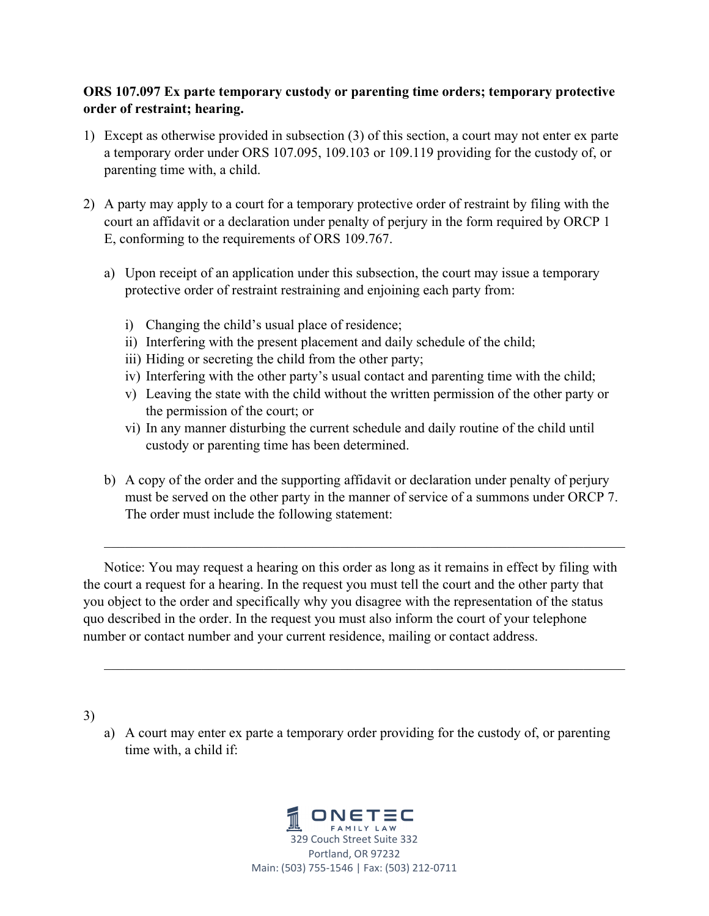**ORS 107.097 Ex parte temporary custody or parenting time orders; temporary protective order of restraint; hearing.**

1) Except as otherwise provided in subsection (3) of this section, a court may not enter ex parte a temporary order under ORS 107.095, 109.103 or 109.119 providing for the custody of, or parenting time with, a child.

2) A party may apply to a court for a temporary protective order of restraint by filing with the court an affidavit or a declaration under penalty of perjury in the form required by ORCP 1 E, conforming to the requirements of ORS 109.767.

    a) Upon receipt of an application under this subsection, the court may issue a temporary protective order of restraint restraining and enjoining each party from:

        i) Changing the child's usual place of residence;
        ii) Interfering with the present placement and daily schedule of the child;
        iii) Hiding or secreting the child from the other party;
        iv) Interfering with the other party's usual contact and parenting time with the child;
        v) Leaving the state with the child without the written permission of the other party or the permission of the court; or
        vi) In any manner disturbing the current schedule and daily routine of the child until custody or parenting time has been determined.

    b) A copy of the order and the supporting affidavit or declaration under penalty of perjury must be served on the other party in the manner of service of a summons under ORCP 7. The order must include the following statement:

---

Notice: You may request a hearing on this order as long as it remains in effect by filing with the court a request for a hearing. In the request you must tell the court and the other party that you object to the order and specifically why you disagree with the representation of the status quo described in the order. In the request you must also inform the court of your telephone number or contact number and your current residence, mailing or contact address.

---

3)

    a) A court may enter ex parte a temporary order providing for the custody of, or parenting time with, a child if: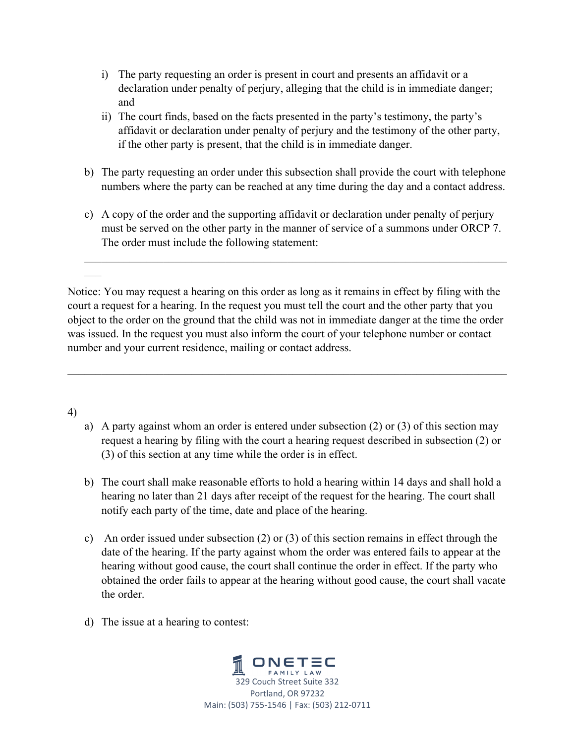- i) The party requesting an order is present in court and presents an affidavit or a declaration under penalty of perjury, alleging that the child is in immediate danger; and
- ii) The court finds, based on the facts presented in the party's testimony, the party's affidavit or declaration under penalty of perjury and the testimony of the other party, if the other party is present, that the child is in immediate danger.

b) The party requesting an order under this subsection shall provide the court with telephone numbers where the party can be reached at any time during the day and a contact address.

c) A copy of the order and the supporting affidavit or declaration under penalty of perjury must be served on the other party in the manner of service of a summons under ORCP 7. The order must include the following statement:

---

Notice: You may request a hearing on this order as long as it remains in effect by filing with the court a request for a hearing. In the request you must tell the court and the other party that you object to the order on the ground that the child was not in immediate danger at the time the order was issued. In the request you must also inform the court of your telephone number or contact number and your current residence, mailing or contact address.

---

4)

a) A party against whom an order is entered under subsection (2) or (3) of this section may request a hearing by filing with the court a hearing request described in subsection (2) or (3) of this section at any time while the order is in effect.

b) The court shall make reasonable efforts to hold a hearing within 14 days and shall hold a hearing no later than 21 days after receipt of the request for the hearing. The court shall notify each party of the time, date and place of the hearing.

c) An order issued under subsection (2) or (3) of this section remains in effect through the date of the hearing. If the party against whom the order was entered fails to appear at the hearing without good cause, the court shall continue the order in effect. If the party who obtained the order fails to appear at the hearing without good cause, the court shall vacate the order.

d) The issue at a hearing to contest: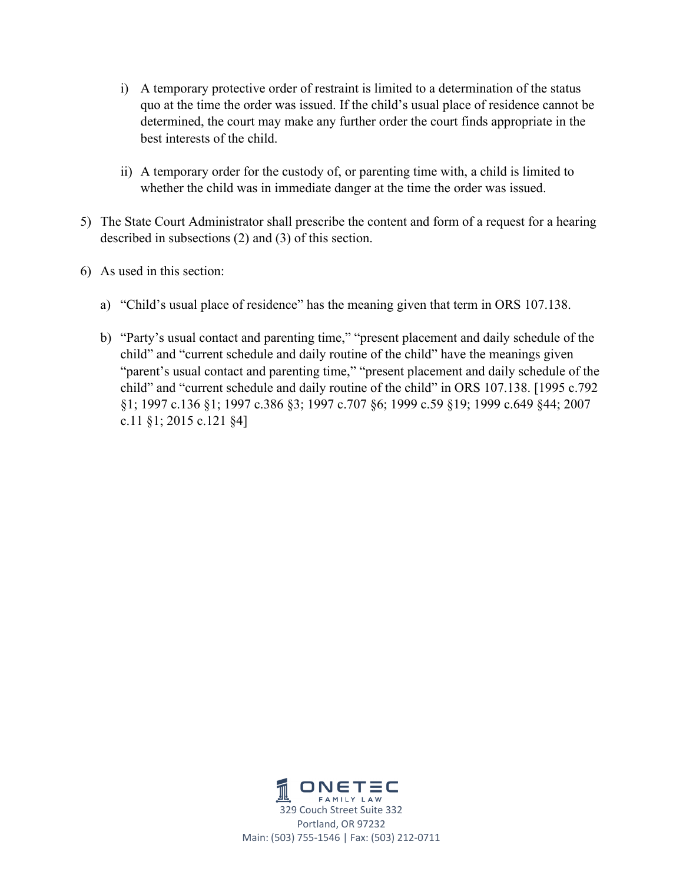i) A temporary protective order of restraint is limited to a determination of the status quo at the time the order was issued. If the child's usual place of residence cannot be determined, the court may make any further order the court finds appropriate in the best interests of the child.

   ii) A temporary order for the custody of, or parenting time with, a child is limited to whether the child was in immediate danger at the time the order was issued.

5) The State Court Administrator shall prescribe the content and form of a request for a hearing described in subsections (2) and (3) of this section.

6) As used in this section:

   a) "Child's usual place of residence" has the meaning given that term in ORS 107.138.

   b) "Party's usual contact and parenting time," "present placement and daily schedule of the child" and "current schedule and daily routine of the child" have the meanings given "parent's usual contact and parenting time," "present placement and daily schedule of the child" and "current schedule and daily routine of the child" in ORS 107.138. [1995 c.792 §1; 1997 c.136 §1; 1997 c.386 §3; 1997 c.707 §6; 1999 c.59 §19; 1999 c.649 §44; 2007 c.11 §1; 2015 c.121 §4]